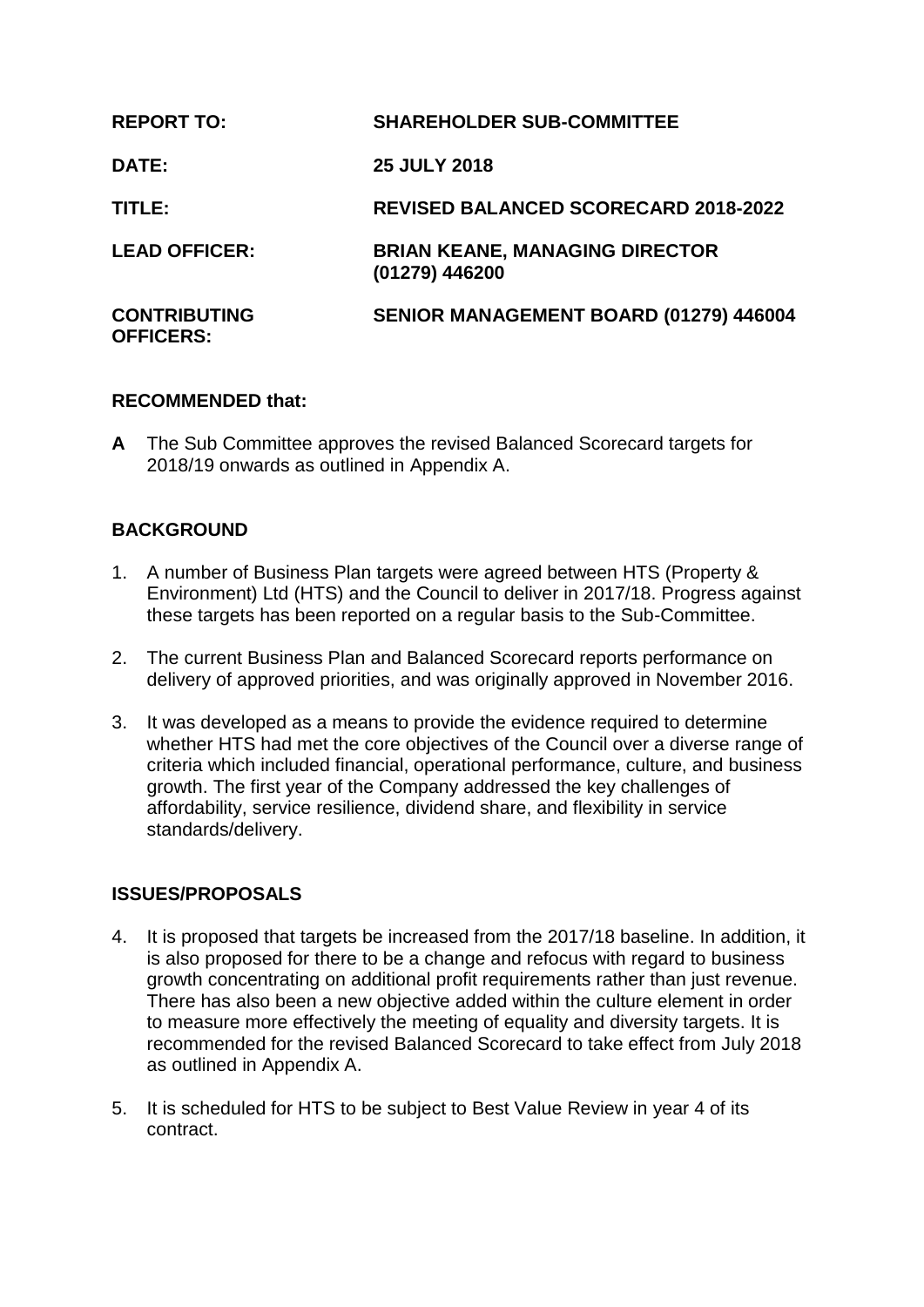| | |
|---|---|
| **REPORT TO:** | **SHAREHOLDER SUB-COMMITTEE** |
| **DATE:** | **25 JULY 2018** |
| **TITLE:** | **REVISED BALANCED SCORECARD 2018-2022** |
| **LEAD OFFICER:** | **BRIAN KEANE, MANAGING DIRECTOR (01279) 446200** |
| **CONTRIBUTING OFFICERS:** | **SENIOR MANAGEMENT BOARD (01279) 446004** |

**RECOMMENDED that:**

**A** The Sub Committee approves the revised Balanced Scorecard targets for 2018/19 onwards as outlined in Appendix A.

## BACKGROUND

1. A number of Business Plan targets were agreed between HTS (Property & Environment) Ltd (HTS) and the Council to deliver in 2017/18. Progress against these targets has been reported on a regular basis to the Sub-Committee.

2. The current Business Plan and Balanced Scorecard reports performance on delivery of approved priorities, and was originally approved in November 2016.

3. It was developed as a means to provide the evidence required to determine whether HTS had met the core objectives of the Council over a diverse range of criteria which included financial, operational performance, culture, and business growth. The first year of the Company addressed the key challenges of affordability, service resilience, dividend share, and flexibility in service standards/delivery.

## ISSUES/PROPOSALS

4. It is proposed that targets be increased from the 2017/18 baseline. In addition, it is also proposed for there to be a change and refocus with regard to business growth concentrating on additional profit requirements rather than just revenue. There has also been a new objective added within the culture element in order to measure more effectively the meeting of equality and diversity targets. It is recommended for the revised Balanced Scorecard to take effect from July 2018 as outlined in Appendix A.

5. It is scheduled for HTS to be subject to Best Value Review in year 4 of its contract.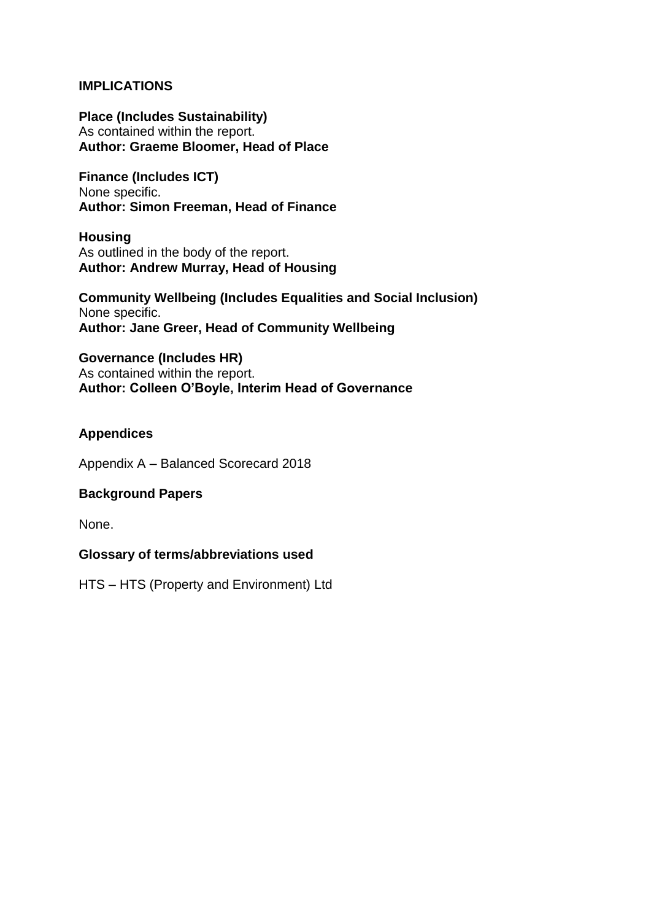## IMPLICATIONS

**Place (Includes Sustainability)**
As contained within the report.
**Author: Graeme Bloomer, Head of Place**

**Finance (Includes ICT)**
None specific.
**Author: Simon Freeman, Head of Finance**

**Housing**
As outlined in the body of the report.
**Author: Andrew Murray, Head of Housing**

**Community Wellbeing (Includes Equalities and Social Inclusion)**
None specific.
**Author: Jane Greer, Head of Community Wellbeing**

**Governance (Includes HR)**
As contained within the report.
**Author: Colleen O'Boyle, Interim Head of Governance**

### Appendices

Appendix A – Balanced Scorecard 2018

### Background Papers

None.

### Glossary of terms/abbreviations used

HTS – HTS (Property and Environment) Ltd